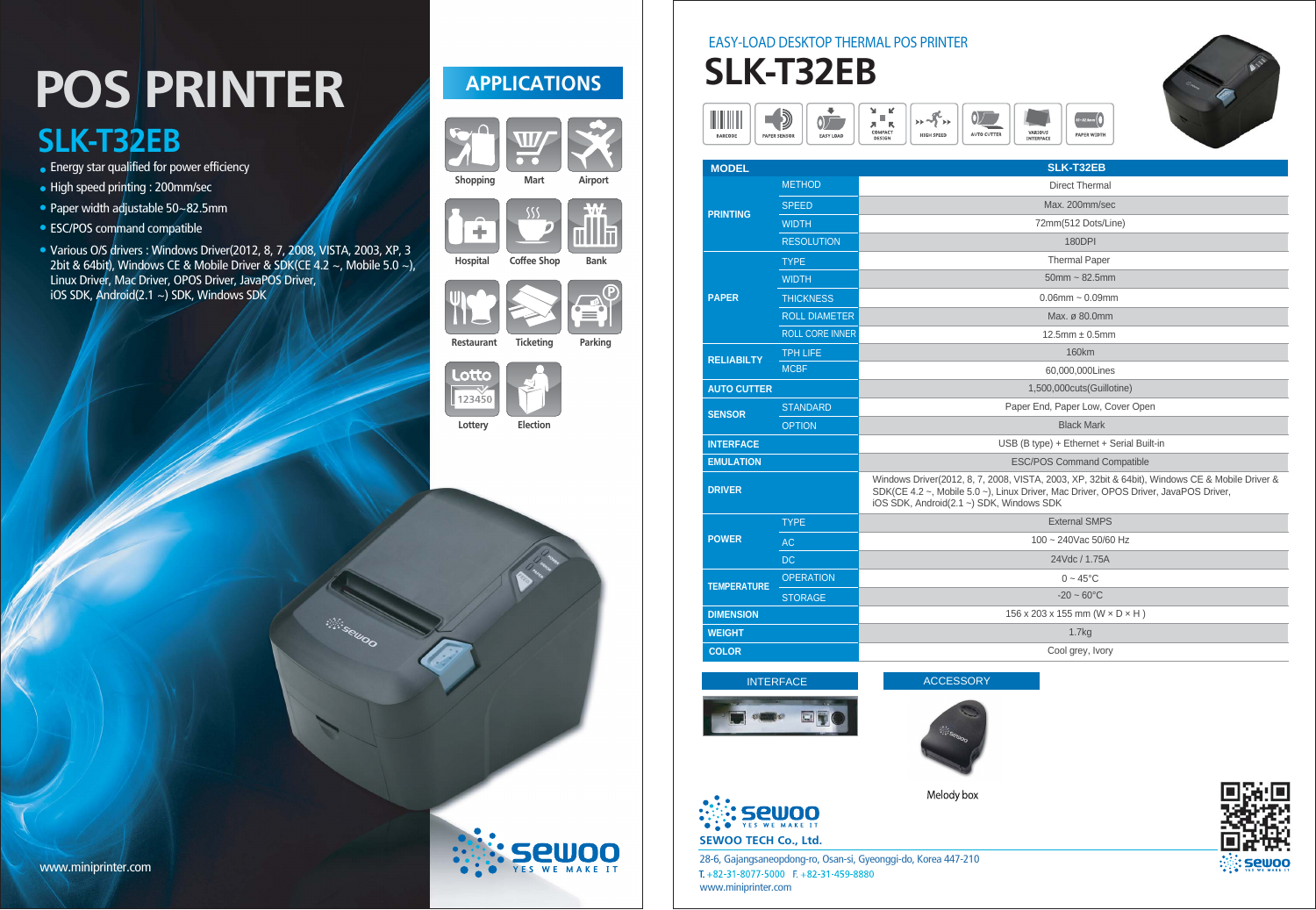# POS PRINTER

## SLK-T32EB

- Energy star qualified for power efficiency
- High speed printing : 200mm/sec
- Paper width adjustable 50~82.5mm
- ESC/POS command compatible
- Various O/S drivers : Windows Driver(2012, 8, 7, 2008, VISTA, 2003, XP, 32bit & 64bit), Windows CE & Mobile Driver & SDK(CE 4.2 ~, Mobile 5.0 ~), Linux Driver, Mac Driver, OPOS Driver, JavaPOS Driver, iOS SDK, Android(2.1 ~) SDK, Windows SDK

www.miniprinter.com

## APPLICATIONS

Shopping, Mart, Airport, Hospital, Coffee Shop, Bank, Restaurant, Ticketing, Parking, Lottery, Election

sewoo YES WE MAKE IT

---

EASY-LOAD DESKTOP THERMAL POS PRINTER

# SLK-T32EB

BARCODE | PAPER SENSOR | EASY LOAD | COMPACT DESIGN | HIGH SPEED | AUTO CUTTER | VARIOUS INTERFACE | PAPER WIDTH

| MODEL | | SLK-T32EB |
|---|---|---|
| PRINTING | METHOD | Direct Thermal |
| | SPEED | Max. 200mm/sec |
| | WIDTH | 72mm(512 Dots/Line) |
| | RESOLUTION | 180DPI |
| PAPER | TYPE | Thermal Paper |
| | WIDTH | 50mm ~ 82.5mm |
| | THICKNESS | 0.06mm ~ 0.09mm |
| | ROLL DIAMETER | Max. ø 80.0mm |
| | ROLL CORE INNER | 12.5mm ± 0.5mm |
| RELIABILTY | TPH LIFE | 160km |
| | MCBF | 60,000,000Lines |
| AUTO CUTTER | | 1,500,000cuts(Guillotine) |
| SENSOR | STANDARD | Paper End, Paper Low, Cover Open |
| | OPTION | Black Mark |
| INTERFACE | | USB (B type) + Ethernet + Serial Built-in |
| EMULATION | | ESC/POS Command Compatible |
| DRIVER | | Windows Driver(2012, 8, 7, 2008, VISTA, 2003, XP, 32bit & 64bit), Windows CE & Mobile Driver & SDK(CE 4.2 ~, Mobile 5.0 ~), Linux Driver, Mac Driver, OPOS Driver, JavaPOS Driver, iOS SDK, Android(2.1 ~) SDK, Windows SDK |
| POWER | TYPE | External SMPS |
| | AC | 100 ~ 240Vac 50/60 Hz |
| | DC | 24Vdc / 1.75A |
| TEMPERATURE | OPERATION | 0 ~ 45°C |
| | STORAGE | -20 ~ 60°C |
| DIMENSION | | 156 x 203 x 155 mm (W × D × H ) |
| WEIGHT | | 1.7kg |
| COLOR | | Cool grey, Ivory |

INTERFACE

ACCESSORY

Melody box

sewoo YES WE MAKE IT

**SEWOO TECH Co., Ltd.**

28-6, Gajangsaneopdong-ro, Osan-si, Gyeonggi-do, Korea 447-210
T. +82-31-8077-5000 F. +82-31-459-8880
www.miniprinter.com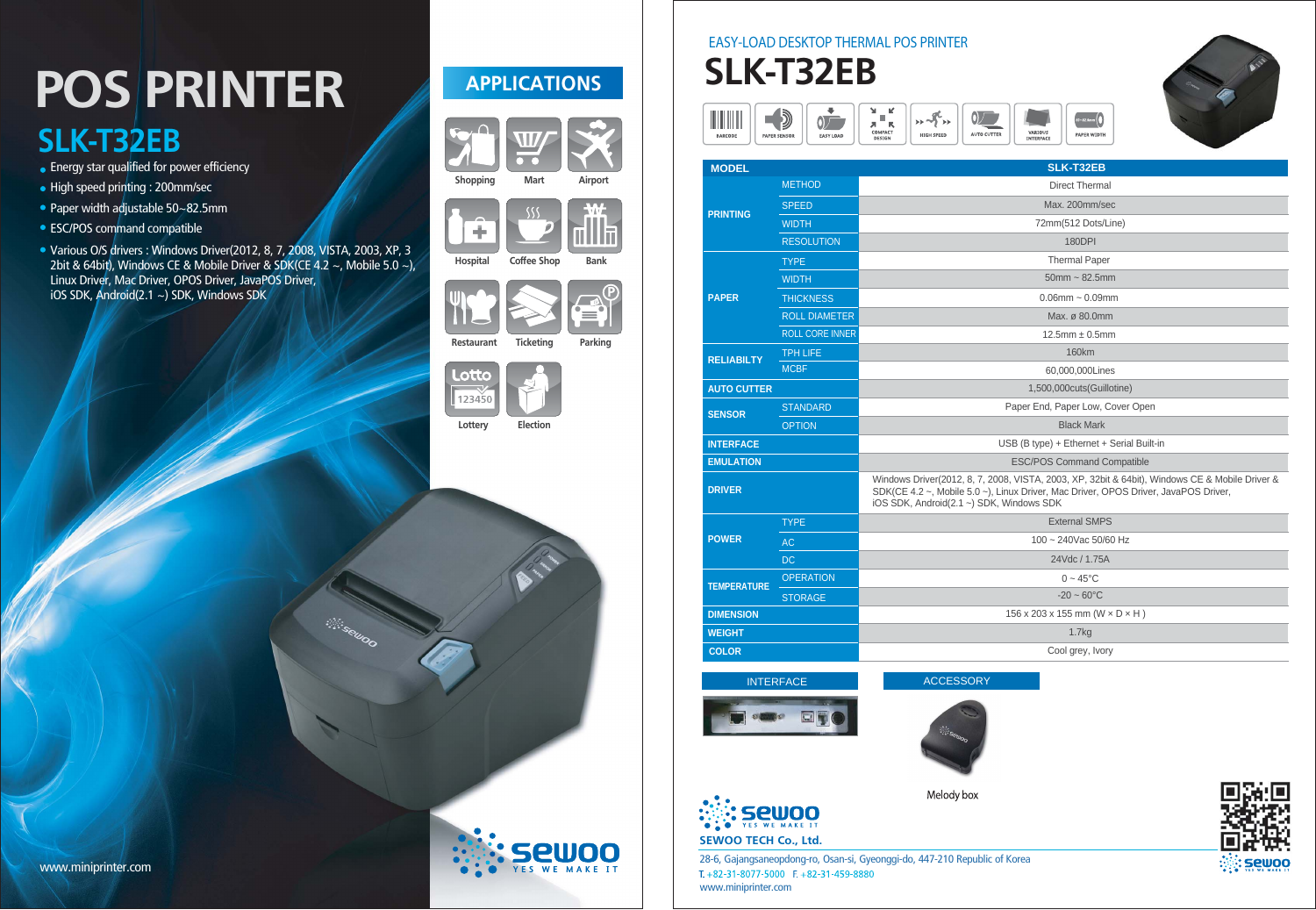# POS PRINTER

## SLK-T32EB

- Energy star qualified for power efficiency
- High speed printing : 200mm/sec
- Paper width adjustable 50~82.5mm
- ESC/POS command compatible
- Various O/S drivers : Windows Driver(2012, 8, 7, 2008, VISTA, 2003, XP, 32bit & 64bit), Windows CE & Mobile Driver & SDK(CE 4.2 ~, Mobile 5.0 ~), Linux Driver, Mac Driver, OPOS Driver, JavaPOS Driver, iOS SDK, Android(2.1 ~) SDK, Windows SDK

www.miniprinter.com

## APPLICATIONS

Shopping, Mart, Airport, Hospital, Coffee Shop, Bank, Restaurant, Ticketing, Parking, Lottery, Election

sewoo YES WE MAKE IT

EASY-LOAD DESKTOP THERMAL POS PRINTER

# SLK-T32EB

BARCODE, PAPER SENSOR, EASY LOAD, COMPACT DESIGN, HIGH SPEED, AUTO CUTTER, VARIOUS INTERFACE, PAPER WIDTH

| MODEL | | SLK-T32EB |
|---|---|---|
| PRINTING | METHOD | Direct Thermal |
| | SPEED | Max. 200mm/sec |
| | WIDTH | 72mm(512 Dots/Line) |
| | RESOLUTION | 180DPI |
| PAPER | TYPE | Thermal Paper |
| | WIDTH | 50mm ~ 82.5mm |
| | THICKNESS | 0.06mm ~ 0.09mm |
| | ROLL DIAMETER | Max. ø 80.0mm |
| | ROLL CORE INNER | 12.5mm ± 0.5mm |
| RELIABILITY | TPH LIFE | 160km |
| | MCBF | 60,000,000Lines |
| AUTO CUTTER | | 1,500,000cuts(Guillotine) |
| SENSOR | STANDARD | Paper End, Paper Low, Cover Open |
| | OPTION | Black Mark |
| INTERFACE | | USB (B type) + Ethernet + Serial Built-in |
| EMULATION | | ESC/POS Command Compatible |
| DRIVER | | Windows Driver(2012, 8, 7, 2008, VISTA, 2003, XP, 32bit & 64bit), Windows CE & Mobile Driver & SDK(CE 4.2 ~, Mobile 5.0 ~), Linux Driver, Mac Driver, OPOS Driver, JavaPOS Driver, iOS SDK, Android(2.1 ~) SDK, Windows SDK |
| POWER | TYPE | External SMPS |
| | AC | 100 ~ 240Vac 50/60 Hz |
| | DC | 24Vdc / 1.75A |
| TEMPERATURE | OPERATION | 0 ~ 45°C |
| | STORAGE | -20 ~ 60°C |
| DIMENSION | | 156 x 203 x 155 mm (W × D × H ) |
| WEIGHT | | 1.7kg |
| COLOR | | Cool grey, Ivory |

INTERFACE

ACCESSORY

Melody box

sewoo YES WE MAKE IT

**SEWOO TECH Co., Ltd.**

28-6, Gajangsaneopdong-ro, Osan-si, Gyeonggi-do, 447-210 Republic of Korea
T. +82-31-8077-5000 F. +82-31-459-8880
www.miniprinter.com